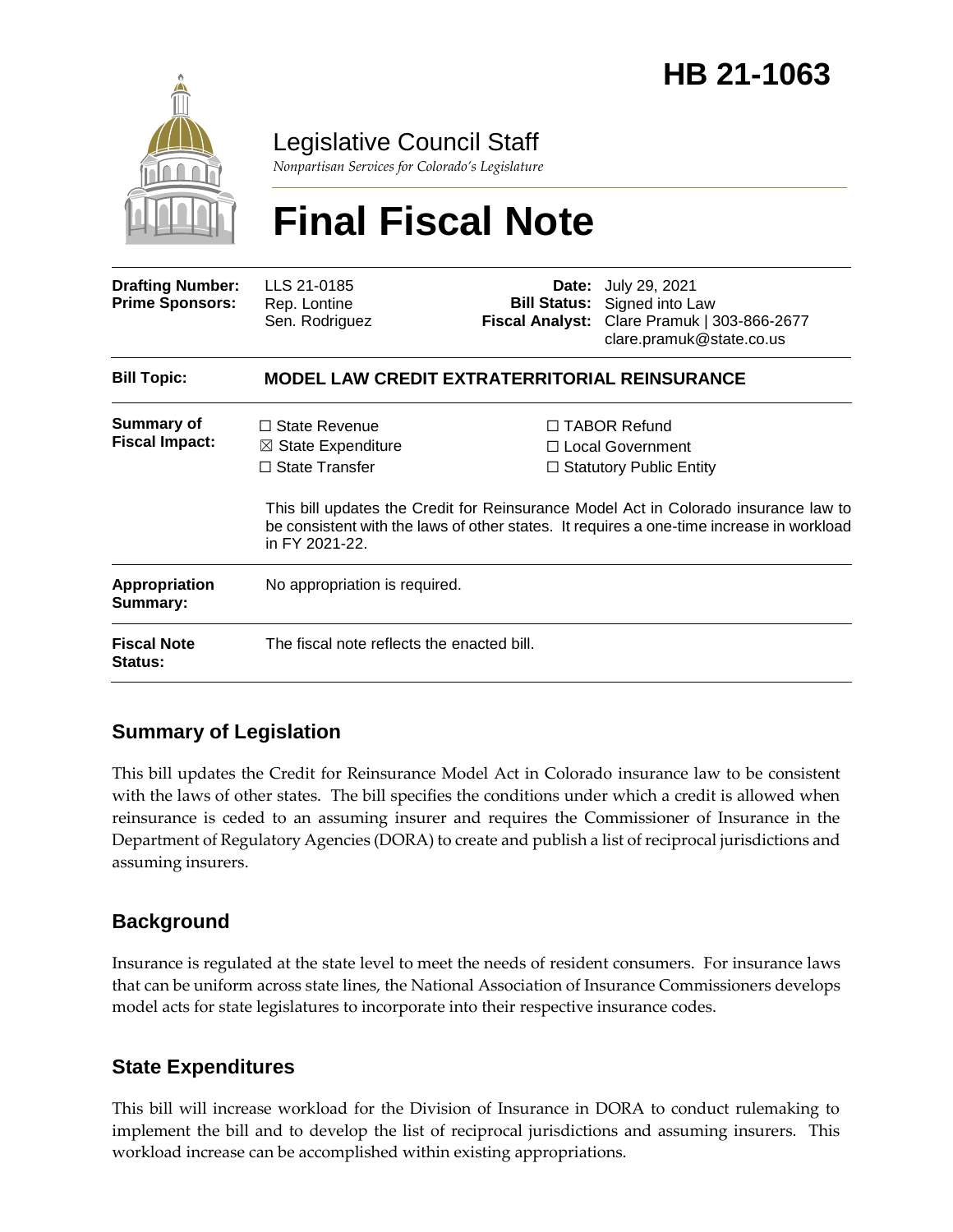# HB 21-1063

Legislative Council Staff

*Nonpartisan Services for Colorado's Legislature*

# Final Fiscal Note

| | | | |
|---|---|---|---|
| **Drafting Number:** | LLS 21-0185 | **Date:** | July 29, 2021 |
| **Prime Sponsors:** | Rep. Lontine<br>Sen. Rodriguez | **Bill Status:** | Signed into Law |
| | | **Fiscal Analyst:** | Clare Pramuk \| 303-866-2677<br>clare.pramuk@state.co.us |

| | |
|---|---|
| **Bill Topic:** | **MODEL LAW CREDIT EXTRATERRITORIAL REINSURANCE** |
| **Summary of Fiscal Impact:** | ☐ State Revenue ☒ State Expenditure ☐ State Transfer ☐ TABOR Refund ☐ Local Government ☐ Statutory Public Entity<br><br>This bill updates the Credit for Reinsurance Model Act in Colorado insurance law to be consistent with the laws of other states. It requires a one-time increase in workload in FY 2021-22. |
| **Appropriation Summary:** | No appropriation is required. |
| **Fiscal Note Status:** | The fiscal note reflects the enacted bill. |

## Summary of Legislation

This bill updates the Credit for Reinsurance Model Act in Colorado insurance law to be consistent with the laws of other states. The bill specifies the conditions under which a credit is allowed when reinsurance is ceded to an assuming insurer and requires the Commissioner of Insurance in the Department of Regulatory Agencies (DORA) to create and publish a list of reciprocal jurisdictions and assuming insurers.

## Background

Insurance is regulated at the state level to meet the needs of resident consumers. For insurance laws that can be uniform across state lines, the National Association of Insurance Commissioners develops model acts for state legislatures to incorporate into their respective insurance codes.

## State Expenditures

This bill will increase workload for the Division of Insurance in DORA to conduct rulemaking to implement the bill and to develop the list of reciprocal jurisdictions and assuming insurers. This workload increase can be accomplished within existing appropriations.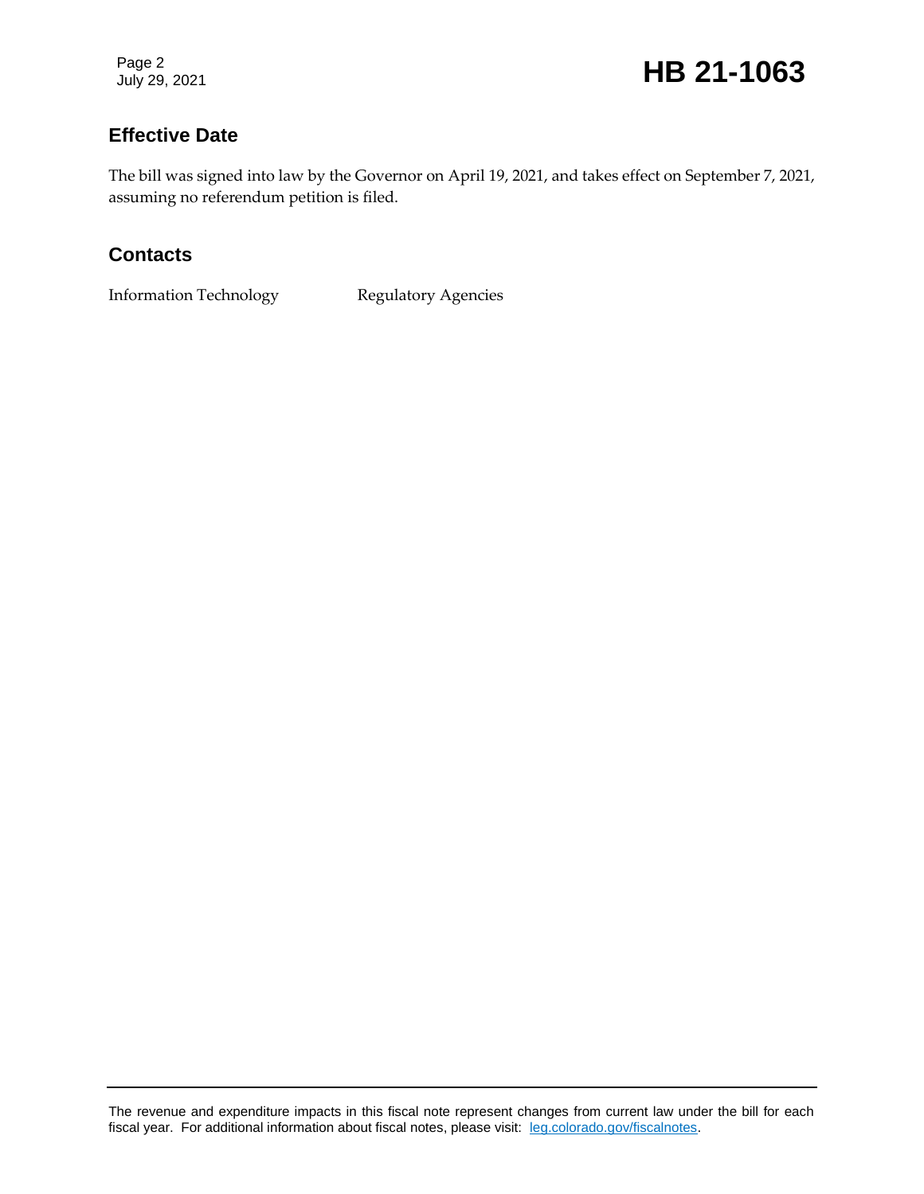## Effective Date

The bill was signed into law by the Governor on April 19, 2021, and takes effect on September 7, 2021, assuming no referendum petition is filed.

## Contacts

Information Technology    Regulatory Agencies

The revenue and expenditure impacts in this fiscal note represent changes from current law under the bill for each fiscal year. For additional information about fiscal notes, please visit: leg.colorado.gov/fiscalnotes.